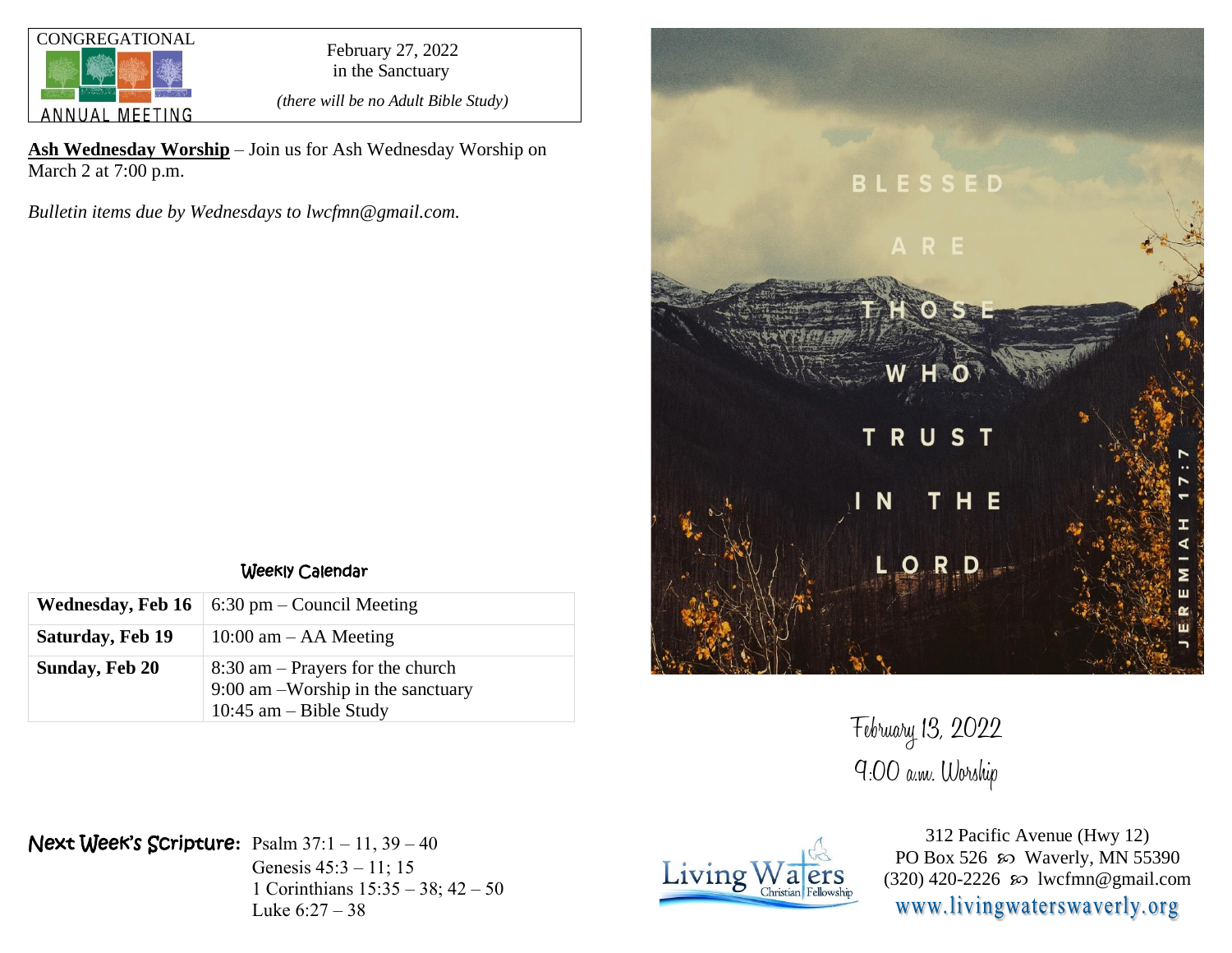CONGREGATIONAL ANNUAL MEETING

February 27, 2022
in the Sanctuary

*(there will be no Adult Bible Study)*

**Ash Wednesday Worship** – Join us for Ash Wednesday Worship on March 2 at 7:00 p.m.

*Bulletin items due by Wednesdays to lwcfmn@gmail.com.*

## Weekly Calendar

| | |
|---|---|
| **Wednesday, Feb 16** | 6:30 pm – Council Meeting |
| **Saturday, Feb 19** | 10:00 am – AA Meeting |
| **Sunday, Feb 20** | 8:30 am – Prayers for the church<br>9:00 am –Worship in the sanctuary<br>10:45 am – Bible Study |

**Next Week's Scripture:** Psalm 37:1 – 11, 39 – 40
Genesis 45:3 – 11; 15
1 Corinthians 15:35 – 38; 42 – 50
Luke 6:27 – 38

BLESSED ARE THOSE WHO TRUST IN THE LORD

JEREMIAH 17:7

February 13, 2022
9:00 a.m. Worship

Living Waters Christian Fellowship

312 Pacific Avenue (Hwy 12)
PO Box 526 ꩜ Waverly, MN 55390
(320) 420-2226 ꩜ lwcfmn@gmail.com
www.livingwaterswaverly.org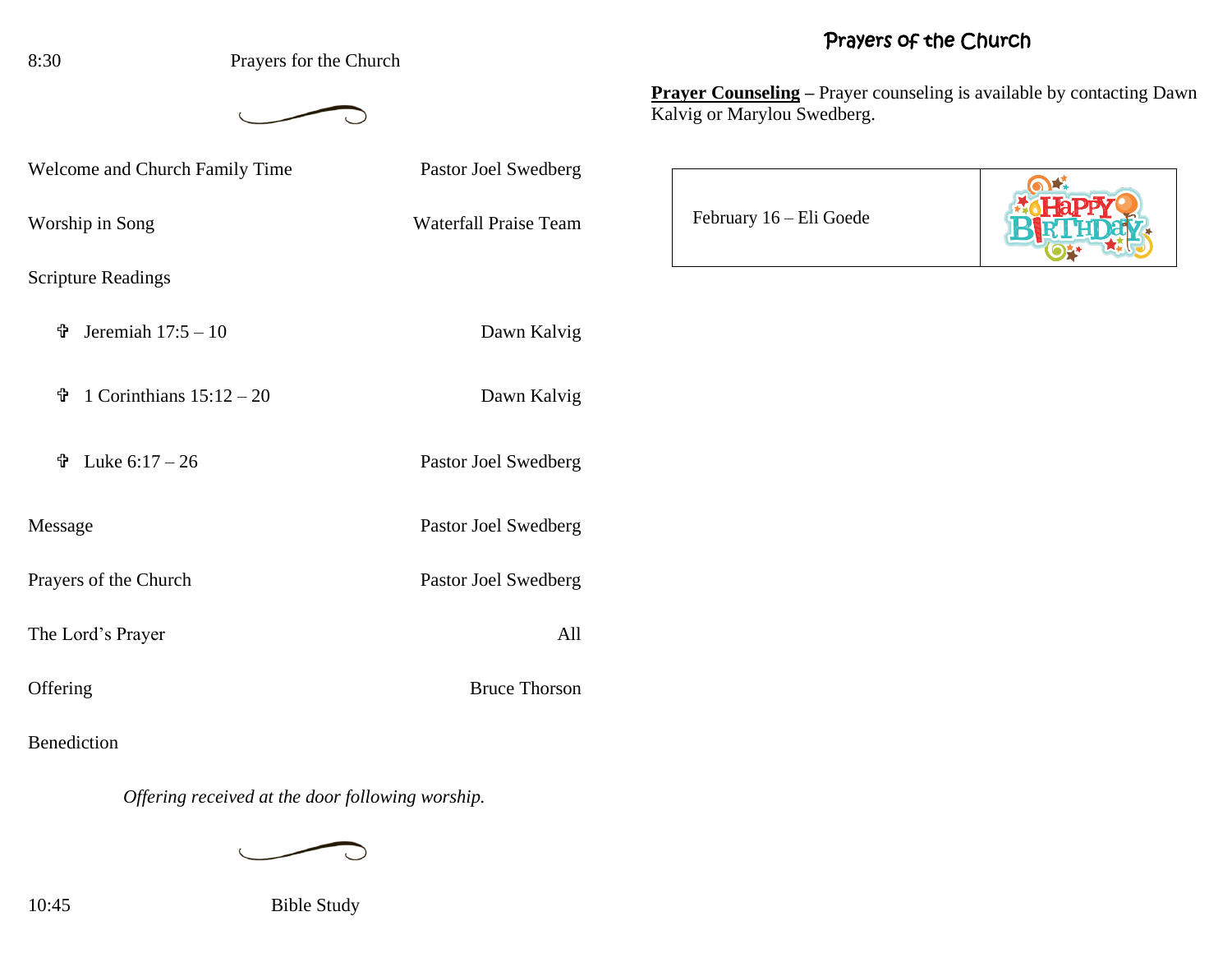8:30 Prayers for the Church

| | |
|---|---|
| Welcome and Church Family Time | Pastor Joel Swedberg |
| Worship in Song | Waterfall Praise Team |
| Scripture Readings | |
| ✞ Jeremiah 17:5 – 10 | Dawn Kalvig |
| ✞ 1 Corinthians 15:12 – 20 | Dawn Kalvig |
| ✞ Luke 6:17 – 26 | Pastor Joel Swedberg |
| Message | Pastor Joel Swedberg |
| Prayers of the Church | Pastor Joel Swedberg |
| The Lord's Prayer | All |
| Offering | Bruce Thorson |
| Benediction | |

*Offering received at the door following worship.*

10:45 Bible Study

# Prayers of the Church

**Prayer Counseling** – Prayer counseling is available by contacting Dawn Kalvig or Marylou Swedberg.

| | |
|---|---|
| February 16 – Eli Goede | Happy Birthday |